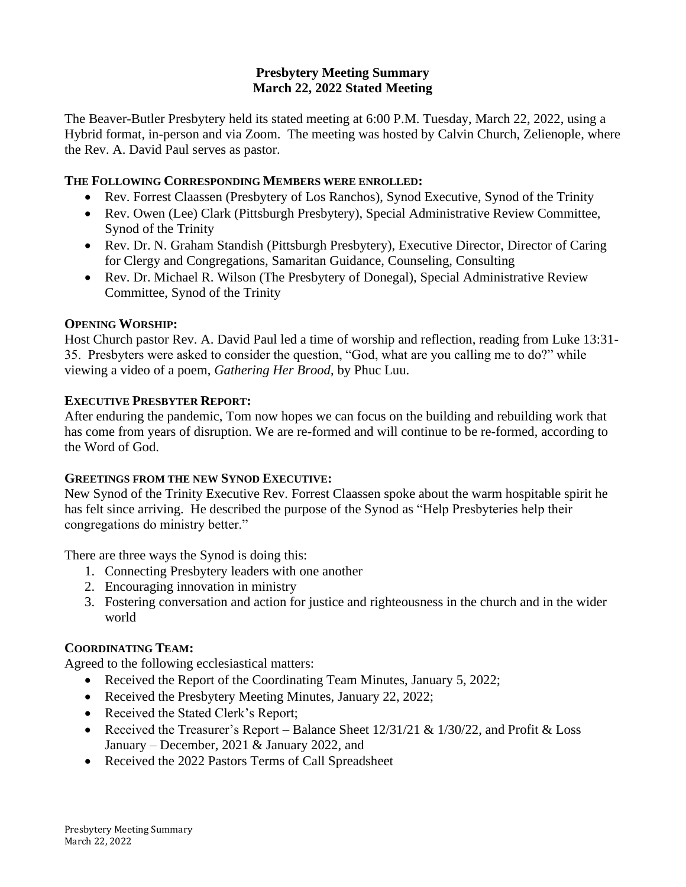# Presbytery Meeting Summary
## March 22, 2022 Stated Meeting

The Beaver-Butler Presbytery held its stated meeting at 6:00 P.M. Tuesday, March 22, 2022, using a Hybrid format, in-person and via Zoom. The meeting was hosted by Calvin Church, Zelienople, where the Rev. A. David Paul serves as pastor.

### THE FOLLOWING CORRESPONDING MEMBERS WERE ENROLLED:

- Rev. Forrest Claassen (Presbytery of Los Ranchos), Synod Executive, Synod of the Trinity
- Rev. Owen (Lee) Clark (Pittsburgh Presbytery), Special Administrative Review Committee, Synod of the Trinity
- Rev. Dr. N. Graham Standish (Pittsburgh Presbytery), Executive Director, Director of Caring for Clergy and Congregations, Samaritan Guidance, Counseling, Consulting
- Rev. Dr. Michael R. Wilson (The Presbytery of Donegal), Special Administrative Review Committee, Synod of the Trinity

### OPENING WORSHIP:

Host Church pastor Rev. A. David Paul led a time of worship and reflection, reading from Luke 13:31-35. Presbyters were asked to consider the question, "God, what are you calling me to do?" while viewing a video of a poem, *Gathering Her Brood*, by Phuc Luu.

### EXECUTIVE PRESBYTER REPORT:

After enduring the pandemic, Tom now hopes we can focus on the building and rebuilding work that has come from years of disruption. We are re-formed and will continue to be re-formed, according to the Word of God.

### GREETINGS FROM THE NEW SYNOD EXECUTIVE:

New Synod of the Trinity Executive Rev. Forrest Claassen spoke about the warm hospitable spirit he has felt since arriving. He described the purpose of the Synod as "Help Presbyteries help their congregations do ministry better."

There are three ways the Synod is doing this:

1. Connecting Presbytery leaders with one another
2. Encouraging innovation in ministry
3. Fostering conversation and action for justice and righteousness in the church and in the wider world

### COORDINATING TEAM:

Agreed to the following ecclesiastical matters:

- Received the Report of the Coordinating Team Minutes, January 5, 2022;
- Received the Presbytery Meeting Minutes, January 22, 2022;
- Received the Stated Clerk's Report;
- Received the Treasurer's Report – Balance Sheet 12/31/21 & 1/30/22, and Profit & Loss January – December, 2021 & January 2022, and
- Received the 2022 Pastors Terms of Call Spreadsheet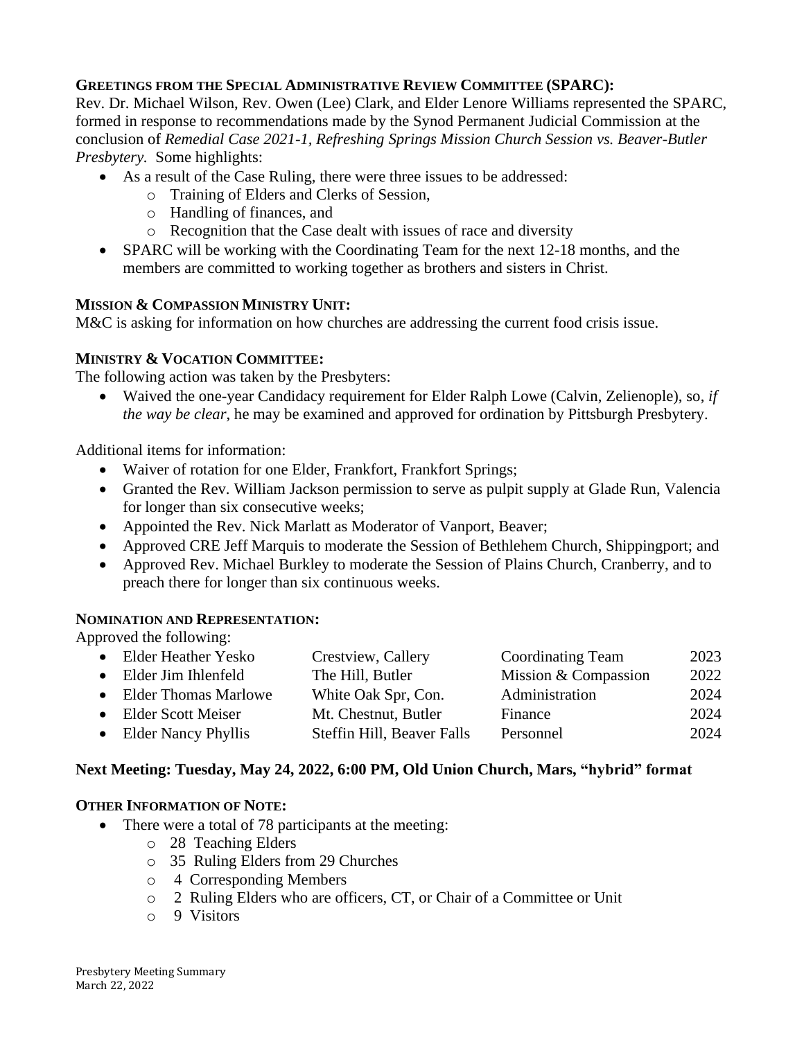### GREETINGS FROM THE SPECIAL ADMINISTRATIVE REVIEW COMMITTEE (SPARC):

Rev. Dr. Michael Wilson, Rev. Owen (Lee) Clark, and Elder Lenore Williams represented the SPARC, formed in response to recommendations made by the Synod Permanent Judicial Commission at the conclusion of *Remedial Case 2021-1, Refreshing Springs Mission Church Session vs. Beaver-Butler Presbytery*. Some highlights:

- As a result of the Case Ruling, there were three issues to be addressed:
  - Training of Elders and Clerks of Session,
  - Handling of finances, and
  - Recognition that the Case dealt with issues of race and diversity
- SPARC will be working with the Coordinating Team for the next 12-18 months, and the members are committed to working together as brothers and sisters in Christ.

### MISSION & COMPASSION MINISTRY UNIT:

M&C is asking for information on how churches are addressing the current food crisis issue.

### MINISTRY & VOCATION COMMITTEE:

The following action was taken by the Presbyters:

- Waived the one-year Candidacy requirement for Elder Ralph Lowe (Calvin, Zelienople), so, *if the way be clear*, he may be examined and approved for ordination by Pittsburgh Presbytery.

Additional items for information:

- Waiver of rotation for one Elder, Frankfort, Frankfort Springs;
- Granted the Rev. William Jackson permission to serve as pulpit supply at Glade Run, Valencia for longer than six consecutive weeks;
- Appointed the Rev. Nick Marlatt as Moderator of Vanport, Beaver;
- Approved CRE Jeff Marquis to moderate the Session of Bethlehem Church, Shippingport; and
- Approved Rev. Michael Burkley to moderate the Session of Plains Church, Cranberry, and to preach there for longer than six continuous weeks.

### NOMINATION AND REPRESENTATION:

Approved the following:

| | | | |
|---|---|---|---|
| • Elder Heather Yesko | Crestview, Callery | Coordinating Team | 2023 |
| • Elder Jim Ihlenfeld | The Hill, Butler | Mission & Compassion | 2022 |
| • Elder Thomas Marlowe | White Oak Spr, Con. | Administration | 2024 |
| • Elder Scott Meiser | Mt. Chestnut, Butler | Finance | 2024 |
| • Elder Nancy Phyllis | Steffin Hill, Beaver Falls | Personnel | 2024 |

**Next Meeting: Tuesday, May 24, 2022, 6:00 PM, Old Union Church, Mars, "hybrid" format**

### OTHER INFORMATION OF NOTE:

- There were a total of 78 participants at the meeting:
  - 28 Teaching Elders
  - 35 Ruling Elders from 29 Churches
  - 4 Corresponding Members
  - 2 Ruling Elders who are officers, CT, or Chair of a Committee or Unit
  - 9 Visitors